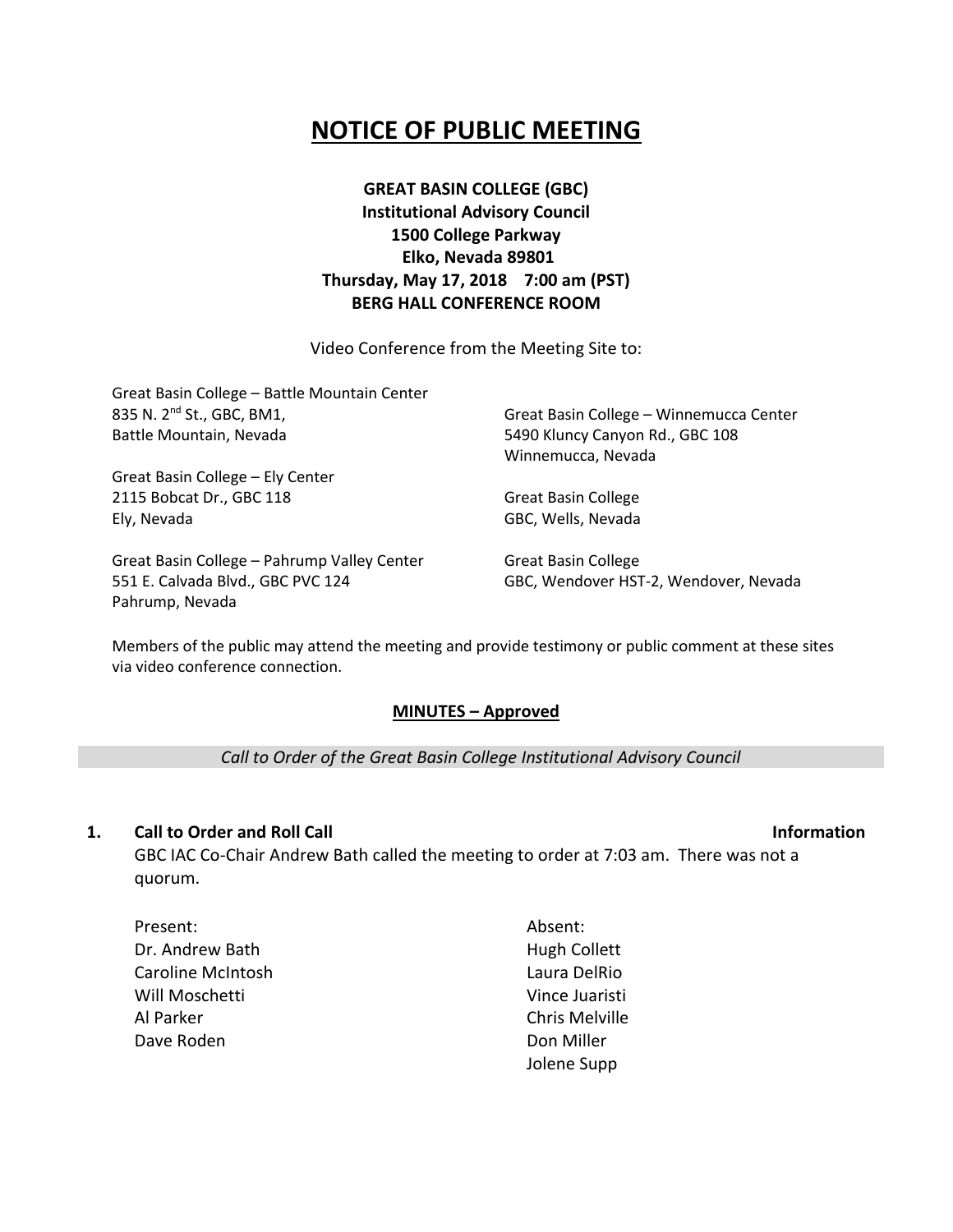# NOTICE OF PUBLIC MEETING

**GREAT BASIN COLLEGE (GBC)**
**Institutional Advisory Council**
**1500 College Parkway**
**Elko, Nevada 89801**
**Thursday, May 17, 2018 7:00 am (PST)**
**BERG HALL CONFERENCE ROOM**

Video Conference from the Meeting Site to:

Great Basin College – Battle Mountain Center
835 N. 2nd St., GBC, BM1,
Battle Mountain, Nevada

Great Basin College – Ely Center
2115 Bobcat Dr., GBC 118
Ely, Nevada

Great Basin College – Pahrump Valley Center
551 E. Calvada Blvd., GBC PVC 124
Pahrump, Nevada

Great Basin College – Winnemucca Center
5490 Kluncy Canyon Rd., GBC 108
Winnemucca, Nevada

Great Basin College
GBC, Wells, Nevada

Great Basin College
GBC, Wendover HST-2, Wendover, Nevada

Members of the public may attend the meeting and provide testimony or public comment at these sites via video conference connection.

## MINUTES – Approved

*Call to Order of the Great Basin College Institutional Advisory Council*

### 1. Call to Order and Roll Call — Information

GBC IAC Co-Chair Andrew Bath called the meeting to order at 7:03 am. There was not a quorum.

Present:
Dr. Andrew Bath
Caroline McIntosh
Will Moschetti
Al Parker
Dave Roden

Absent:
Hugh Collett
Laura DelRio
Vince Juaristi
Chris Melville
Don Miller
Jolene Supp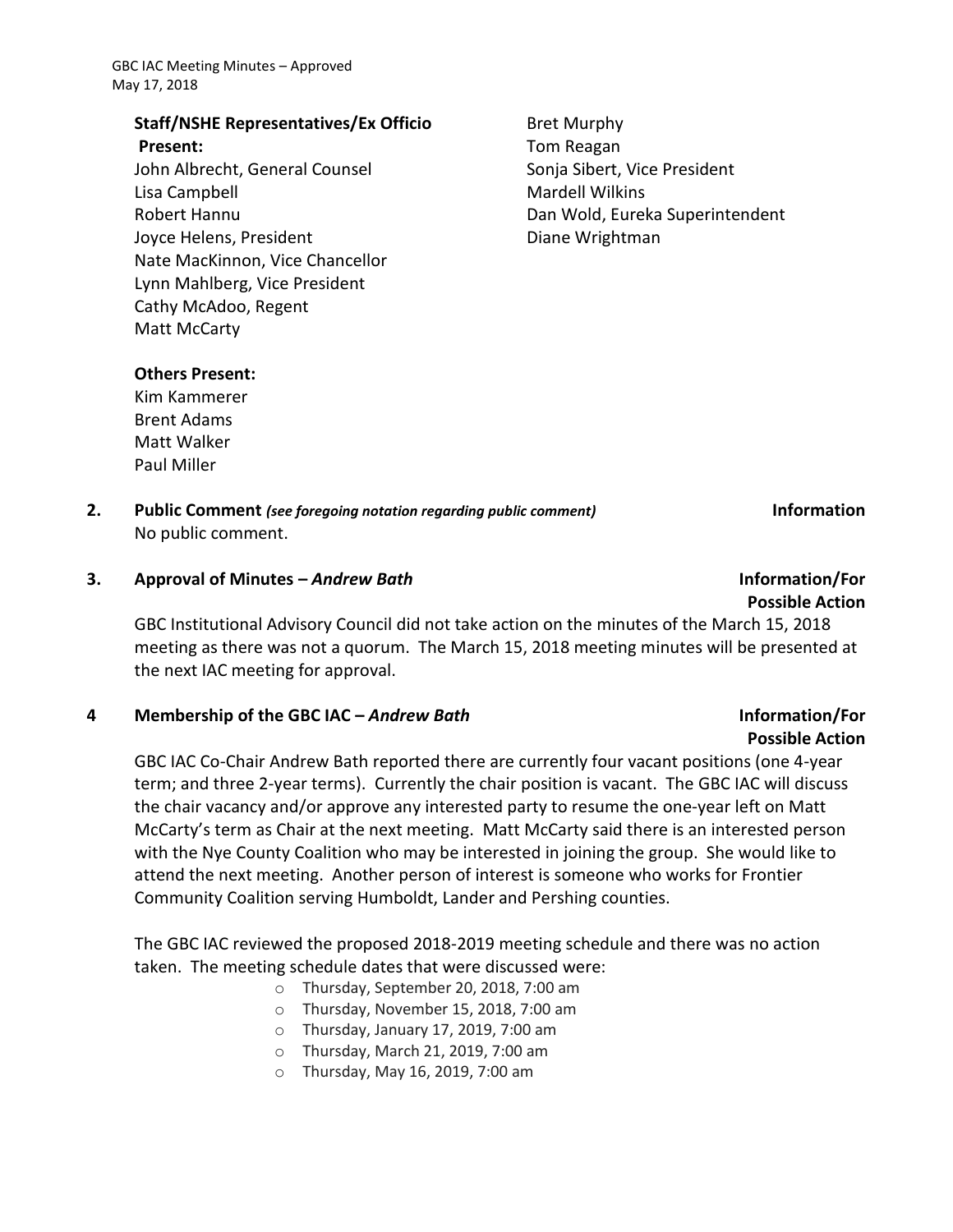**Staff/NSHE Representatives/Ex Officio Present:**
John Albrecht, General Counsel
Lisa Campbell
Robert Hannu
Joyce Helens, President
Nate MacKinnon, Vice Chancellor
Lynn Mahlberg, Vice President
Cathy McAdoo, Regent
Matt McCarty
Bret Murphy
Tom Reagan
Sonja Sibert, Vice President
Mardell Wilkins
Dan Wold, Eureka Superintendent
Diane Wrightman

**Others Present:**
Kim Kammerer
Brent Adams
Matt Walker
Paul Miller

**2. Public Comment** ***(see foregoing notation regarding public comment)*** **Information**

No public comment.

**3. Approval of Minutes –** ***Andrew Bath*** **Information/For Possible Action**

GBC Institutional Advisory Council did not take action on the minutes of the March 15, 2018 meeting as there was not a quorum. The March 15, 2018 meeting minutes will be presented at the next IAC meeting for approval.

**4 Membership of the GBC IAC –** ***Andrew Bath*** **Information/For Possible Action**

GBC IAC Co-Chair Andrew Bath reported there are currently four vacant positions (one 4-year term; and three 2-year terms). Currently the chair position is vacant. The GBC IAC will discuss the chair vacancy and/or approve any interested party to resume the one-year left on Matt McCarty's term as Chair at the next meeting. Matt McCarty said there is an interested person with the Nye County Coalition who may be interested in joining the group. She would like to attend the next meeting. Another person of interest is someone who works for Frontier Community Coalition serving Humboldt, Lander and Pershing counties.

The GBC IAC reviewed the proposed 2018-2019 meeting schedule and there was no action taken. The meeting schedule dates that were discussed were:

- Thursday, September 20, 2018, 7:00 am
- Thursday, November 15, 2018, 7:00 am
- Thursday, January 17, 2019, 7:00 am
- Thursday, March 21, 2019, 7:00 am
- Thursday, May 16, 2019, 7:00 am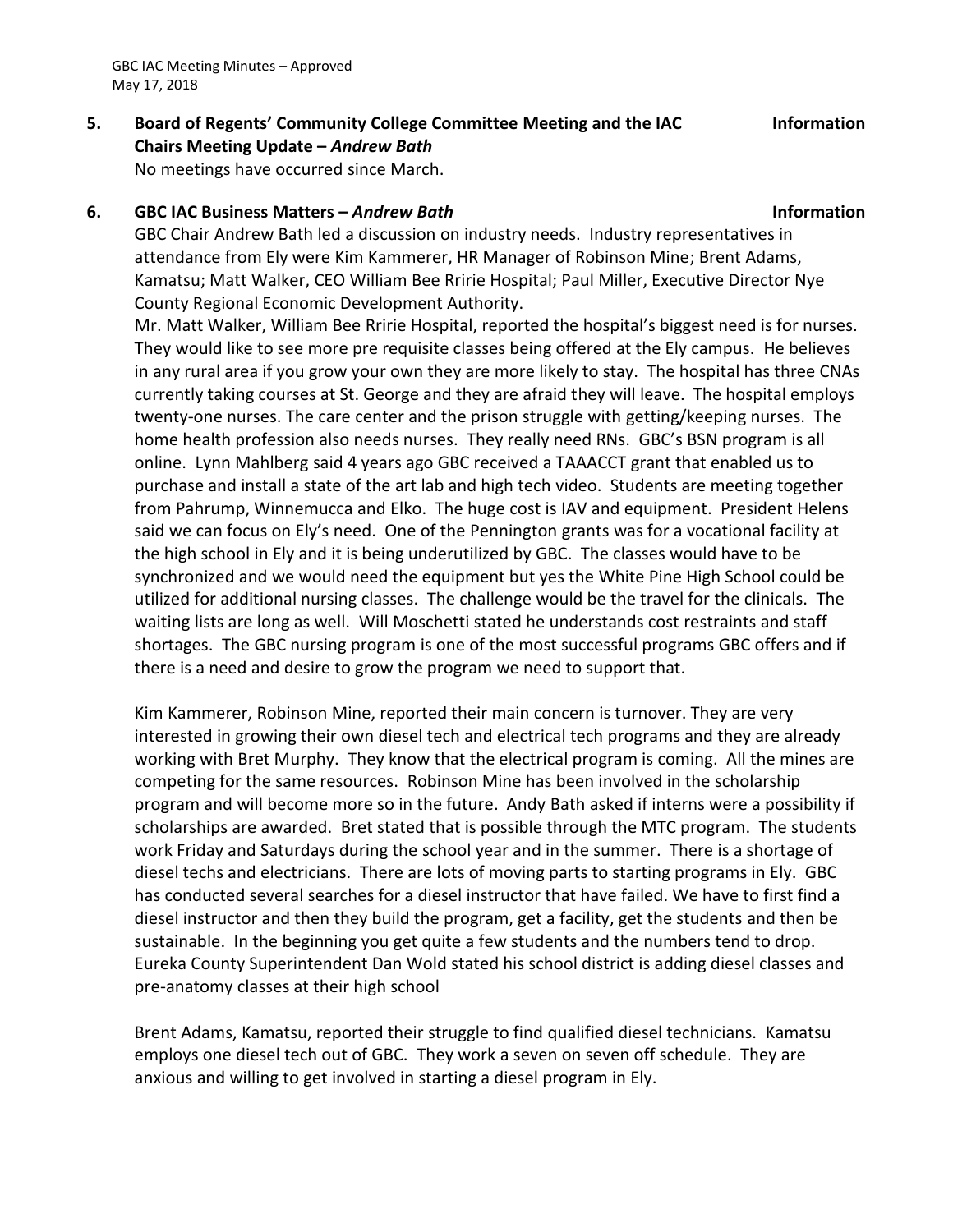**5. Board of Regents' Community College Committee Meeting and the IAC Chairs Meeting Update – *Andrew Bath*** **Information**

No meetings have occurred since March.

**6. GBC IAC Business Matters – *Andrew Bath*** **Information**

GBC Chair Andrew Bath led a discussion on industry needs. Industry representatives in attendance from Ely were Kim Kammerer, HR Manager of Robinson Mine; Brent Adams, Kamatsu; Matt Walker, CEO William Bee Rririe Hospital; Paul Miller, Executive Director Nye County Regional Economic Development Authority.

Mr. Matt Walker, William Bee Rririe Hospital, reported the hospital's biggest need is for nurses. They would like to see more pre requisite classes being offered at the Ely campus. He believes in any rural area if you grow your own they are more likely to stay. The hospital has three CNAs currently taking courses at St. George and they are afraid they will leave. The hospital employs twenty-one nurses. The care center and the prison struggle with getting/keeping nurses. The home health profession also needs nurses. They really need RNs. GBC's BSN program is all online. Lynn Mahlberg said 4 years ago GBC received a TAAACCT grant that enabled us to purchase and install a state of the art lab and high tech video. Students are meeting together from Pahrump, Winnemucca and Elko. The huge cost is IAV and equipment. President Helens said we can focus on Ely's need. One of the Pennington grants was for a vocational facility at the high school in Ely and it is being underutilized by GBC. The classes would have to be synchronized and we would need the equipment but yes the White Pine High School could be utilized for additional nursing classes. The challenge would be the travel for the clinicals. The waiting lists are long as well. Will Moschetti stated he understands cost restraints and staff shortages. The GBC nursing program is one of the most successful programs GBC offers and if there is a need and desire to grow the program we need to support that.

Kim Kammerer, Robinson Mine, reported their main concern is turnover. They are very interested in growing their own diesel tech and electrical tech programs and they are already working with Bret Murphy. They know that the electrical program is coming. All the mines are competing for the same resources. Robinson Mine has been involved in the scholarship program and will become more so in the future. Andy Bath asked if interns were a possibility if scholarships are awarded. Bret stated that is possible through the MTC program. The students work Friday and Saturdays during the school year and in the summer. There is a shortage of diesel techs and electricians. There are lots of moving parts to starting programs in Ely. GBC has conducted several searches for a diesel instructor that have failed. We have to first find a diesel instructor and then they build the program, get a facility, get the students and then be sustainable. In the beginning you get quite a few students and the numbers tend to drop. Eureka County Superintendent Dan Wold stated his school district is adding diesel classes and pre-anatomy classes at their high school

Brent Adams, Kamatsu, reported their struggle to find qualified diesel technicians. Kamatsu employs one diesel tech out of GBC. They work a seven on seven off schedule. They are anxious and willing to get involved in starting a diesel program in Ely.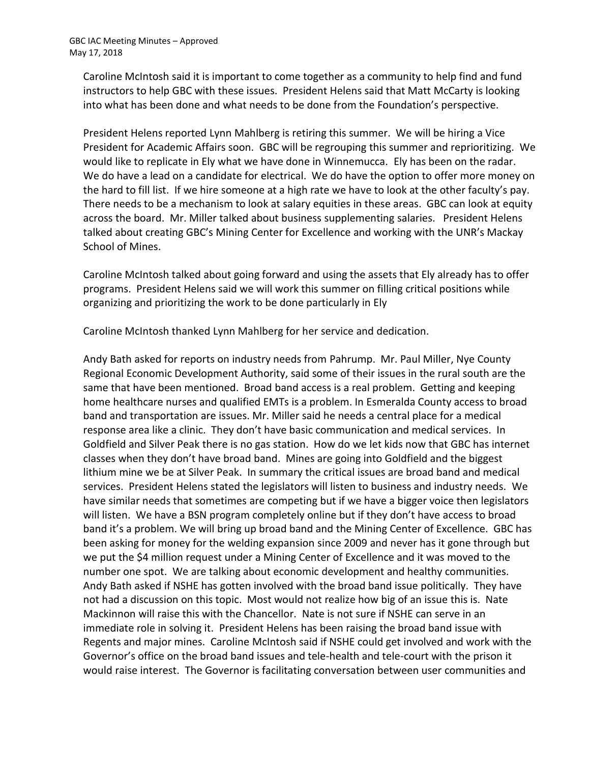Caroline McIntosh said it is important to come together as a community to help find and fund instructors to help GBC with these issues. President Helens said that Matt McCarty is looking into what has been done and what needs to be done from the Foundation's perspective.

President Helens reported Lynn Mahlberg is retiring this summer. We will be hiring a Vice President for Academic Affairs soon. GBC will be regrouping this summer and reprioritizing. We would like to replicate in Ely what we have done in Winnemucca. Ely has been on the radar. We do have a lead on a candidate for electrical. We do have the option to offer more money on the hard to fill list. If we hire someone at a high rate we have to look at the other faculty's pay. There needs to be a mechanism to look at salary equities in these areas. GBC can look at equity across the board. Mr. Miller talked about business supplementing salaries. President Helens talked about creating GBC's Mining Center for Excellence and working with the UNR's Mackay School of Mines.

Caroline McIntosh talked about going forward and using the assets that Ely already has to offer programs. President Helens said we will work this summer on filling critical positions while organizing and prioritizing the work to be done particularly in Ely

Caroline McIntosh thanked Lynn Mahlberg for her service and dedication.

Andy Bath asked for reports on industry needs from Pahrump. Mr. Paul Miller, Nye County Regional Economic Development Authority, said some of their issues in the rural south are the same that have been mentioned. Broad band access is a real problem. Getting and keeping home healthcare nurses and qualified EMTs is a problem. In Esmeralda County access to broad band and transportation are issues. Mr. Miller said he needs a central place for a medical response area like a clinic. They don't have basic communication and medical services. In Goldfield and Silver Peak there is no gas station. How do we let kids now that GBC has internet classes when they don't have broad band. Mines are going into Goldfield and the biggest lithium mine we be at Silver Peak. In summary the critical issues are broad band and medical services. President Helens stated the legislators will listen to business and industry needs. We have similar needs that sometimes are competing but if we have a bigger voice then legislators will listen. We have a BSN program completely online but if they don't have access to broad band it's a problem. We will bring up broad band and the Mining Center of Excellence. GBC has been asking for money for the welding expansion since 2009 and never has it gone through but we put the $4 million request under a Mining Center of Excellence and it was moved to the number one spot. We are talking about economic development and healthy communities. Andy Bath asked if NSHE has gotten involved with the broad band issue politically. They have not had a discussion on this topic. Most would not realize how big of an issue this is. Nate Mackinnon will raise this with the Chancellor. Nate is not sure if NSHE can serve in an immediate role in solving it. President Helens has been raising the broad band issue with Regents and major mines. Caroline McIntosh said if NSHE could get involved and work with the Governor's office on the broad band issues and tele-health and tele-court with the prison it would raise interest. The Governor is facilitating conversation between user communities and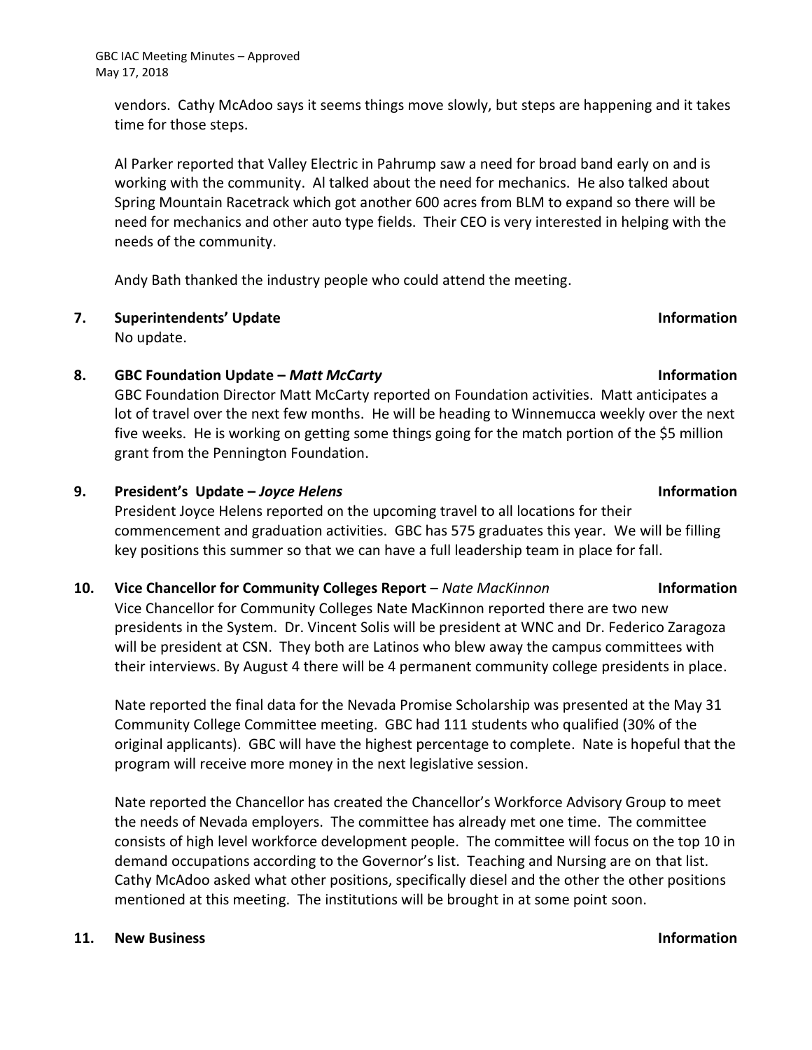vendors. Cathy McAdoo says it seems things move slowly, but steps are happening and it takes time for those steps.

Al Parker reported that Valley Electric in Pahrump saw a need for broad band early on and is working with the community. Al talked about the need for mechanics. He also talked about Spring Mountain Racetrack which got another 600 acres from BLM to expand so there will be need for mechanics and other auto type fields. Their CEO is very interested in helping with the needs of the community.

Andy Bath thanked the industry people who could attend the meeting.

**7. Superintendents' Update** **Information**

No update.

**8. GBC Foundation Update – *Matt McCarty*** **Information**

GBC Foundation Director Matt McCarty reported on Foundation activities. Matt anticipates a lot of travel over the next few months. He will be heading to Winnemucca weekly over the next five weeks. He is working on getting some things going for the match portion of the $5 million grant from the Pennington Foundation.

**9. President's Update – *Joyce Helens*** **Information**

President Joyce Helens reported on the upcoming travel to all locations for their commencement and graduation activities. GBC has 575 graduates this year. We will be filling key positions this summer so that we can have a full leadership team in place for fall.

**10. Vice Chancellor for Community Colleges Report** – *Nate MacKinnon* **Information**

Vice Chancellor for Community Colleges Nate MacKinnon reported there are two new presidents in the System. Dr. Vincent Solis will be president at WNC and Dr. Federico Zaragoza will be president at CSN. They both are Latinos who blew away the campus committees with their interviews. By August 4 there will be 4 permanent community college presidents in place.

Nate reported the final data for the Nevada Promise Scholarship was presented at the May 31 Community College Committee meeting. GBC had 111 students who qualified (30% of the original applicants). GBC will have the highest percentage to complete. Nate is hopeful that the program will receive more money in the next legislative session.

Nate reported the Chancellor has created the Chancellor's Workforce Advisory Group to meet the needs of Nevada employers. The committee has already met one time. The committee consists of high level workforce development people. The committee will focus on the top 10 in demand occupations according to the Governor's list. Teaching and Nursing are on that list. Cathy McAdoo asked what other positions, specifically diesel and the other the other positions mentioned at this meeting. The institutions will be brought in at some point soon.

**11. New Business** **Information**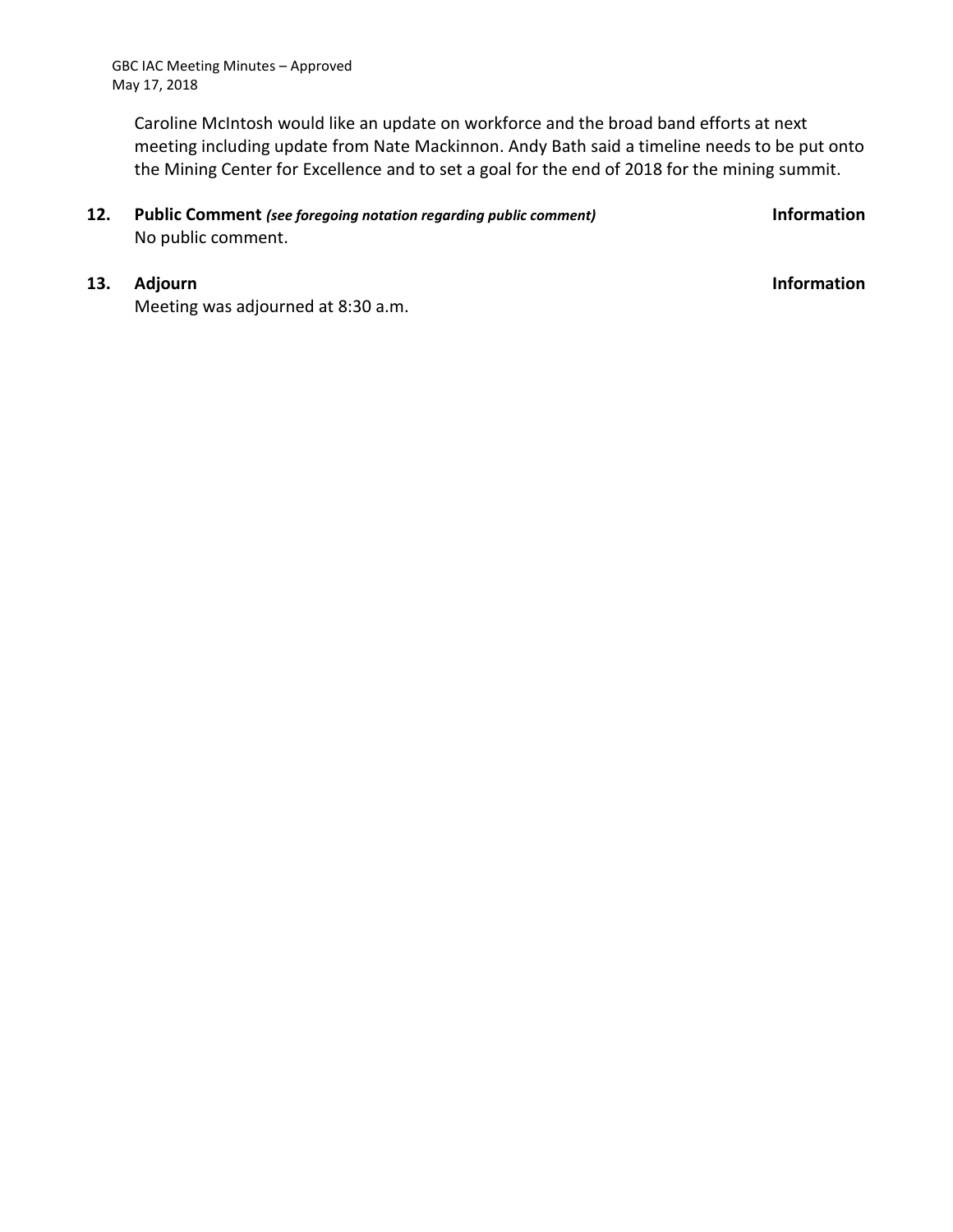Caroline McIntosh would like an update on workforce and the broad band efforts at next meeting including update from Nate Mackinnon. Andy Bath said a timeline needs to be put onto the Mining Center for Excellence and to set a goal for the end of 2018 for the mining summit.

**12. Public Comment** ***(see foregoing notation regarding public comment)*** **Information**

No public comment.

**13. Adjourn** **Information**

Meeting was adjourned at 8:30 a.m.